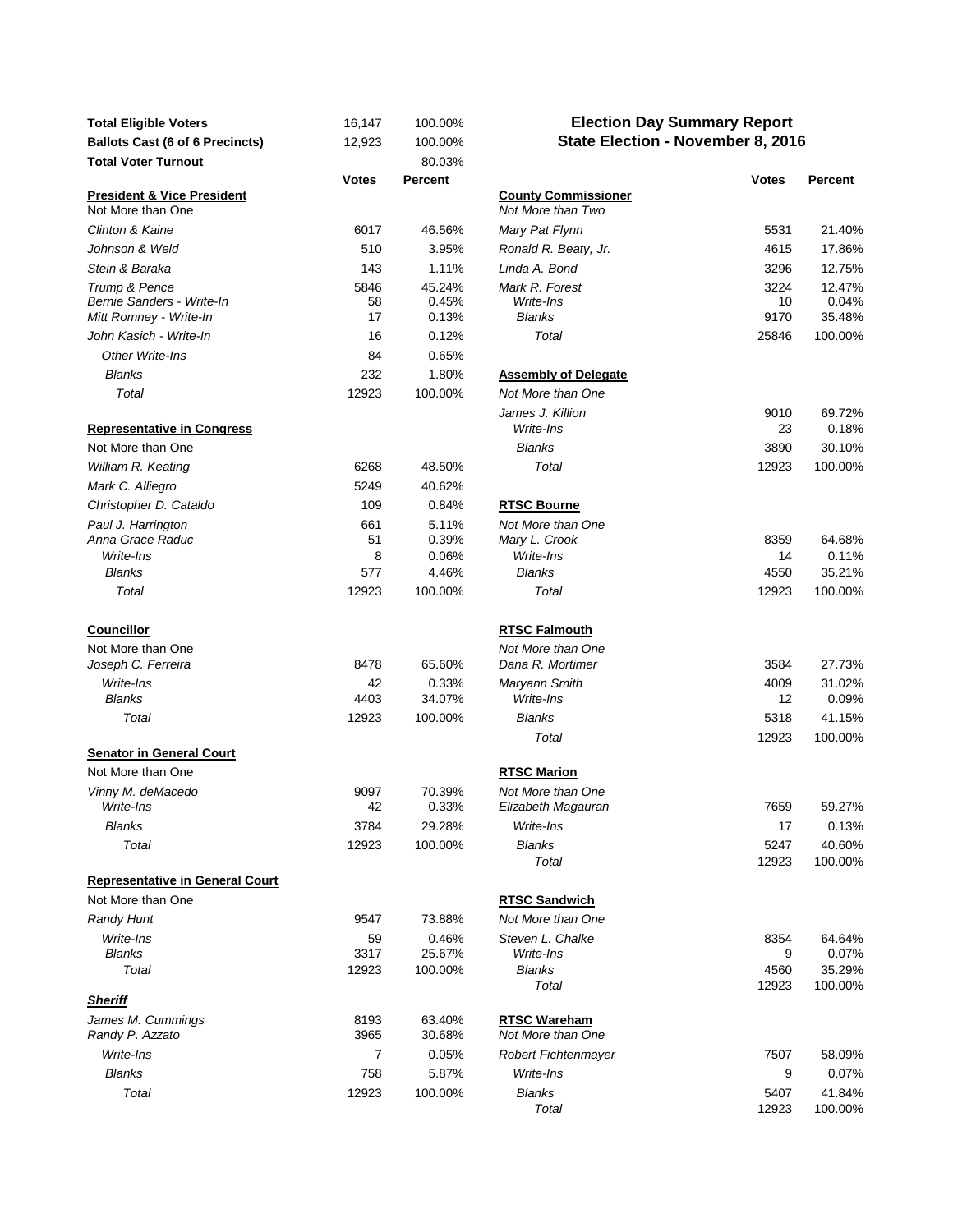# Election Day Summary Report
## State Election - November 8, 2016

| | | |
|---|---|---|
| **Total Eligible Voters** | 16,147 | 100.00% |
| **Ballots Cast (6 of 6 Precincts)** | 12,923 | 100.00% |
| **Total Voter Turnout** | | 80.03% |

| **President & Vice President** | **Votes** | **Percent** |
|---|---|---|
| Not More than One | | |
| *Clinton & Kaine* | 6017 | 46.56% |
| *Johnson & Weld* | 510 | 3.95% |
| *Stein & Baraka* | 143 | 1.11% |
| *Trump & Pence* | 5846 | 45.24% |
| *Bernie Sanders - Write-In* | 58 | 0.45% |
| *Mitt Romney - Write-In* | 17 | 0.13% |
| *John Kasich - Write-In* | 16 | 0.12% |
| *Other Write-Ins* | 84 | 0.65% |
| *Blanks* | 232 | 1.80% |
| *Total* | 12923 | 100.00% |

| **Representative in Congress** | **Votes** | **Percent** |
|---|---|---|
| Not More than One | | |
| *William R. Keating* | 6268 | 48.50% |
| *Mark C. Alliegro* | 5249 | 40.62% |
| *Christopher D. Cataldo* | 109 | 0.84% |
| *Paul J. Harrington* | 661 | 5.11% |
| *Anna Grace Raduc* | 51 | 0.39% |
| *Write-Ins* | 8 | 0.06% |
| *Blanks* | 577 | 4.46% |
| *Total* | 12923 | 100.00% |

| **Councillor** | **Votes** | **Percent** |
|---|---|---|
| Not More than One | | |
| *Joseph C. Ferreira* | 8478 | 65.60% |
| *Write-Ins* | 42 | 0.33% |
| *Blanks* | 4403 | 34.07% |
| *Total* | 12923 | 100.00% |

| **Senator in General Court** | **Votes** | **Percent** |
|---|---|---|
| Not More than One | | |
| *Vinny M. deMacedo* | 9097 | 70.39% |
| *Write-Ins* | 42 | 0.33% |
| *Blanks* | 3784 | 29.28% |
| *Total* | 12923 | 100.00% |

| **Representative in General Court** | **Votes** | **Percent** |
|---|---|---|
| Not More than One | | |
| *Randy Hunt* | 9547 | 73.88% |
| *Write-Ins* | 59 | 0.46% |
| *Blanks* | 3317 | 25.67% |
| *Total* | 12923 | 100.00% |

| ***Sheriff*** | **Votes** | **Percent** |
|---|---|---|
| *James M. Cummings* | 8193 | 63.40% |
| *Randy P. Azzato* | 3965 | 30.68% |
| *Write-Ins* | 7 | 0.05% |
| *Blanks* | 758 | 5.87% |
| *Total* | 12923 | 100.00% |

| **County Commissioner** | **Votes** | **Percent** |
|---|---|---|
| *Not More than Two* | | |
| *Mary Pat Flynn* | 5531 | 21.40% |
| *Ronald R. Beaty, Jr.* | 4615 | 17.86% |
| *Linda A. Bond* | 3296 | 12.75% |
| *Mark R. Forest* | 3224 | 12.47% |
| *Write-Ins* | 10 | 0.04% |
| *Blanks* | 9170 | 35.48% |
| *Total* | 25846 | 100.00% |

| **Assembly of Delegate** | **Votes** | **Percent** |
|---|---|---|
| *Not More than One* | | |
| *James J. Killion* | 9010 | 69.72% |
| *Write-Ins* | 23 | 0.18% |
| *Blanks* | 3890 | 30.10% |
| *Total* | 12923 | 100.00% |

| **RTSC Bourne** | **Votes** | **Percent** |
|---|---|---|
| *Not More than One* | | |
| *Mary L. Crook* | 8359 | 64.68% |
| *Write-Ins* | 14 | 0.11% |
| *Blanks* | 4550 | 35.21% |
| *Total* | 12923 | 100.00% |

| **RTSC Falmouth** | **Votes** | **Percent** |
|---|---|---|
| *Not More than One* | | |
| *Dana R. Mortimer* | 3584 | 27.73% |
| *Maryann Smith* | 4009 | 31.02% |
| *Write-Ins* | 12 | 0.09% |
| *Blanks* | 5318 | 41.15% |
| *Total* | 12923 | 100.00% |

| **RTSC Marion** | **Votes** | **Percent** |
|---|---|---|
| *Not More than One* | | |
| *Elizabeth Magauran* | 7659 | 59.27% |
| *Write-Ins* | 17 | 0.13% |
| *Blanks* | 5247 | 40.60% |
| *Total* | 12923 | 100.00% |

| **RTSC Sandwich** | **Votes** | **Percent** |
|---|---|---|
| *Not More than One* | | |
| *Steven L. Chalke* | 8354 | 64.64% |
| *Write-Ins* | 9 | 0.07% |
| *Blanks* | 4560 | 35.29% |
| *Total* | 12923 | 100.00% |

| **RTSC Wareham** | **Votes** | **Percent** |
|---|---|---|
| *Not More than One* | | |
| *Robert Fichtenmayer* | 7507 | 58.09% |
| *Write-Ins* | 9 | 0.07% |
| *Blanks* | 5407 | 41.84% |
| *Total* | 12923 | 100.00% |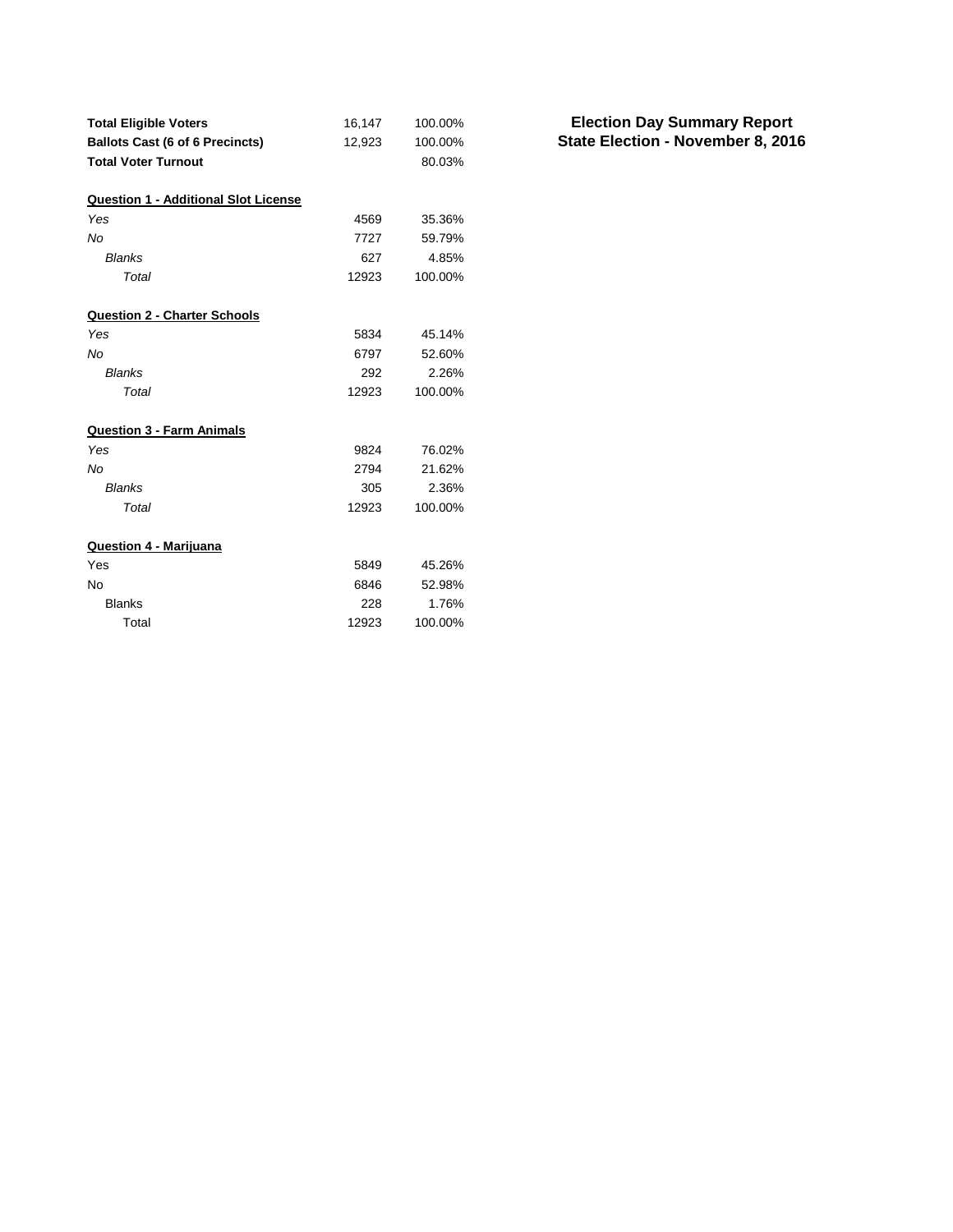# Election Day Summary Report
## State Election - November 8, 2016

| | | |
|---|---|---|
| **Total Eligible Voters** | 16,147 | 100.00% |
| **Ballots Cast (6 of 6 Precincts)** | 12,923 | 100.00% |
| **Total Voter Turnout** | | 80.03% |

**Question 1 - Additional Slot License**

| | | |
|---|---|---|
| *Yes* | 4569 | 35.36% |
| *No* | 7727 | 59.79% |
| *Blanks* | 627 | 4.85% |
| *Total* | 12923 | 100.00% |

**Question 2 - Charter Schools**

| | | |
|---|---|---|
| *Yes* | 5834 | 45.14% |
| *No* | 6797 | 52.60% |
| *Blanks* | 292 | 2.26% |
| *Total* | 12923 | 100.00% |

**Question 3 - Farm Animals**

| | | |
|---|---|---|
| *Yes* | 9824 | 76.02% |
| *No* | 2794 | 21.62% |
| *Blanks* | 305 | 2.36% |
| *Total* | 12923 | 100.00% |

**Question 4 - Marijuana**

| | | |
|---|---|---|
| Yes | 5849 | 45.26% |
| No | 6846 | 52.98% |
| Blanks | 228 | 1.76% |
| Total | 12923 | 100.00% |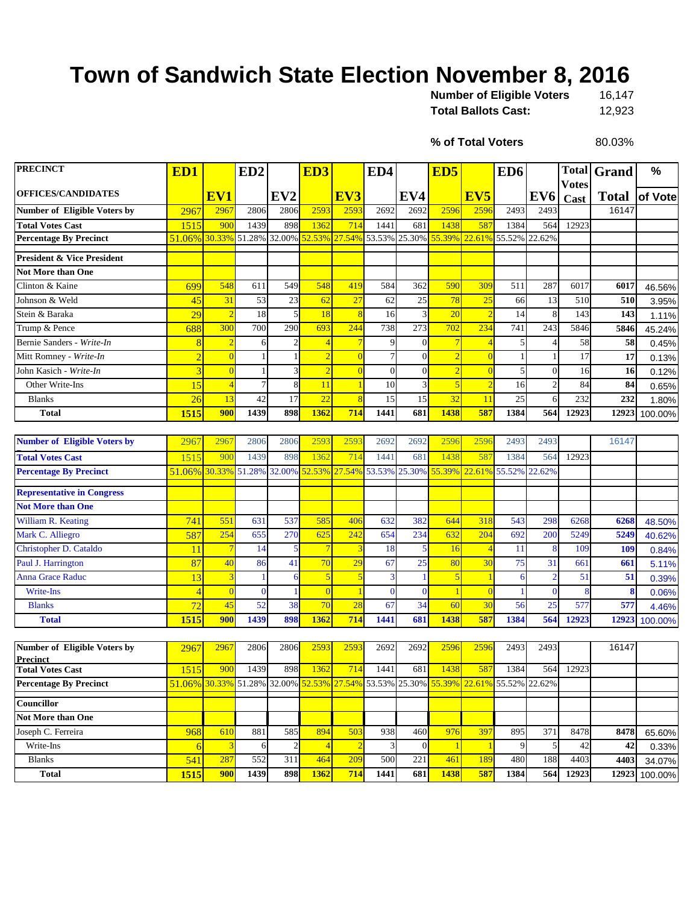# Town of Sandwich State Election November 8, 2016

**Number of Eligible Voters** 16,147
**Total Ballots Cast:** 12,923

**% of Total Voters** 80.03%

| PRECINCT / OFFICES/CANDIDATES | ED1 | EV1 | ED2 | EV2 | ED3 | EV3 | ED4 | EV4 | ED5 | EV5 | ED6 | EV6 | Total Votes Cast | Grand Total | % of Vote |
|---|---|---|---|---|---|---|---|---|---|---|---|---|---|---|---|
| **Number of Eligible Voters by** | 2967 | 2967 | 2806 | 2806 | 2593 | 2593 | 2692 | 2692 | 2596 | 2596 | 2493 | 2493 | | 16147 | |
| **Total Votes Cast** | 1515 | 900 | 1439 | 898 | 1362 | 714 | 1441 | 681 | 1438 | 587 | 1384 | 564 | 12923 | | |
| **Percentage By Precinct** | 51.06% | 30.33% | 51.28% | 32.00% | 52.53% | 27.54% | 53.53% | 25.30% | 55.39% | 22.61% | 55.52% | 22.62% | | | |
| **President & Vice President** | | | | | | | | | | | | | | | |
| **Not More than One** | | | | | | | | | | | | | | | |
| Clinton & Kaine | 699 | 548 | 611 | 549 | 548 | 419 | 584 | 362 | 590 | 309 | 511 | 287 | 6017 | **6017** | 46.56% |
| Johnson & Weld | 45 | 31 | 53 | 23 | 62 | 27 | 62 | 25 | 78 | 25 | 66 | 13 | 510 | **510** | 3.95% |
| Stein & Baraka | 29 | 2 | 18 | 5 | 18 | 8 | 16 | 3 | 20 | 2 | 14 | 8 | 143 | **143** | 1.11% |
| Trump & Pence | 688 | 300 | 700 | 290 | 693 | 244 | 738 | 273 | 702 | 234 | 741 | 243 | 5846 | **5846** | 45.24% |
| Bernie Sanders - *Write-In* | 8 | 2 | 6 | 2 | 4 | 7 | 9 | 0 | 7 | 4 | 5 | 4 | 58 | **58** | 0.45% |
| Mitt Romney - *Write-In* | 2 | 0 | 1 | 1 | 2 | 0 | 7 | 0 | 2 | 0 | 1 | 1 | 17 | **17** | 0.13% |
| John Kasich - *Write-In* | 3 | 0 | 1 | 3 | 2 | 0 | 0 | 0 | 2 | 0 | 5 | 0 | 16 | **16** | 0.12% |
| Other Write-Ins | 15 | 4 | 7 | 8 | 11 | 1 | 10 | 3 | 5 | 2 | 16 | 2 | 84 | **84** | 0.65% |
| Blanks | 26 | 13 | 42 | 17 | 22 | 8 | 15 | 15 | 32 | 11 | 25 | 6 | 232 | **232** | 1.80% |
| **Total** | **1515** | **900** | **1439** | **898** | **1362** | **714** | **1441** | **681** | **1438** | **587** | **1384** | **564** | **12923** | **12923** | 100.00% |

| PRECINCT / OFFICES/CANDIDATES | ED1 | EV1 | ED2 | EV2 | ED3 | EV3 | ED4 | EV4 | ED5 | EV5 | ED6 | EV6 | Total Votes Cast | Grand Total | % of Vote |
|---|---|---|---|---|---|---|---|---|---|---|---|---|---|---|---|
| **Number of Eligible Voters by** | 2967 | 2967 | 2806 | 2806 | 2593 | 2593 | 2692 | 2692 | 2596 | 2596 | 2493 | 2493 | | 16147 | |
| **Total Votes Cast** | 1515 | 900 | 1439 | 898 | 1362 | 714 | 1441 | 681 | 1438 | 587 | 1384 | 564 | 12923 | | |
| **Percentage By Precinct** | 51.06% | 30.33% | 51.28% | 32.00% | 52.53% | 27.54% | 53.53% | 25.30% | 55.39% | 22.61% | 55.52% | 22.62% | | | |
| **Representative in Congress** | | | | | | | | | | | | | | | |
| **Not More than One** | | | | | | | | | | | | | | | |
| William R. Keating | 741 | 551 | 631 | 537 | 585 | 406 | 632 | 382 | 644 | 318 | 543 | 298 | 6268 | **6268** | 48.50% |
| Mark C. Alliegro | 587 | 254 | 655 | 270 | 625 | 242 | 654 | 234 | 632 | 204 | 692 | 200 | 5249 | **5249** | 40.62% |
| Christopher D. Cataldo | 11 | 7 | 14 | 5 | 7 | 3 | 18 | 5 | 16 | 4 | 11 | 8 | 109 | **109** | 0.84% |
| Paul J. Harrington | 87 | 40 | 86 | 41 | 70 | 29 | 67 | 25 | 80 | 30 | 75 | 31 | 661 | **661** | 5.11% |
| Anna Grace Raduc | 13 | 3 | 1 | 6 | 5 | 5 | 3 | 1 | 5 | 1 | 6 | 2 | 51 | **51** | 0.39% |
| Write-Ins | 4 | 0 | 0 | 1 | 0 | 1 | 0 | 0 | 1 | 0 | 1 | 0 | 8 | **8** | 0.06% |
| Blanks | 72 | 45 | 52 | 38 | 70 | 28 | 67 | 34 | 60 | 30 | 56 | 25 | 577 | **577** | 4.46% |
| **Total** | **1515** | **900** | **1439** | **898** | **1362** | **714** | **1441** | **681** | **1438** | **587** | **1384** | **564** | **12923** | **12923** | 100.00% |

| PRECINCT / OFFICES/CANDIDATES | ED1 | EV1 | ED2 | EV2 | ED3 | EV3 | ED4 | EV4 | ED5 | EV5 | ED6 | EV6 | Total Votes Cast | Grand Total | % of Vote |
|---|---|---|---|---|---|---|---|---|---|---|---|---|---|---|---|
| **Number of Eligible Voters by Precinct** | 2967 | 2967 | 2806 | 2806 | 2593 | 2593 | 2692 | 2692 | 2596 | 2596 | 2493 | 2493 | | 16147 | |
| **Total Votes Cast** | 1515 | 900 | 1439 | 898 | 1362 | 714 | 1441 | 681 | 1438 | 587 | 1384 | 564 | 12923 | | |
| **Percentage By Precinct** | 51.06% | 30.33% | 51.28% | 32.00% | 52.53% | 27.54% | 53.53% | 25.30% | 55.39% | 22.61% | 55.52% | 22.62% | | | |
| **Councillor** | | | | | | | | | | | | | | | |
| **Not More than One** | | | | | | | | | | | | | | | |
| Joseph C. Ferreira | 968 | 610 | 881 | 585 | 894 | 503 | 938 | 460 | 976 | 397 | 895 | 371 | 8478 | **8478** | 65.60% |
| Write-Ins | 6 | 3 | 6 | 2 | 4 | 2 | 3 | 0 | 1 | 1 | 9 | 5 | 42 | **42** | 0.33% |
| Blanks | 541 | 287 | 552 | 311 | 464 | 209 | 500 | 221 | 461 | 189 | 480 | 188 | 4403 | **4403** | 34.07% |
| **Total** | **1515** | **900** | **1439** | **898** | **1362** | **714** | **1441** | **681** | **1438** | **587** | **1384** | **564** | **12923** | **12923** | 100.00% |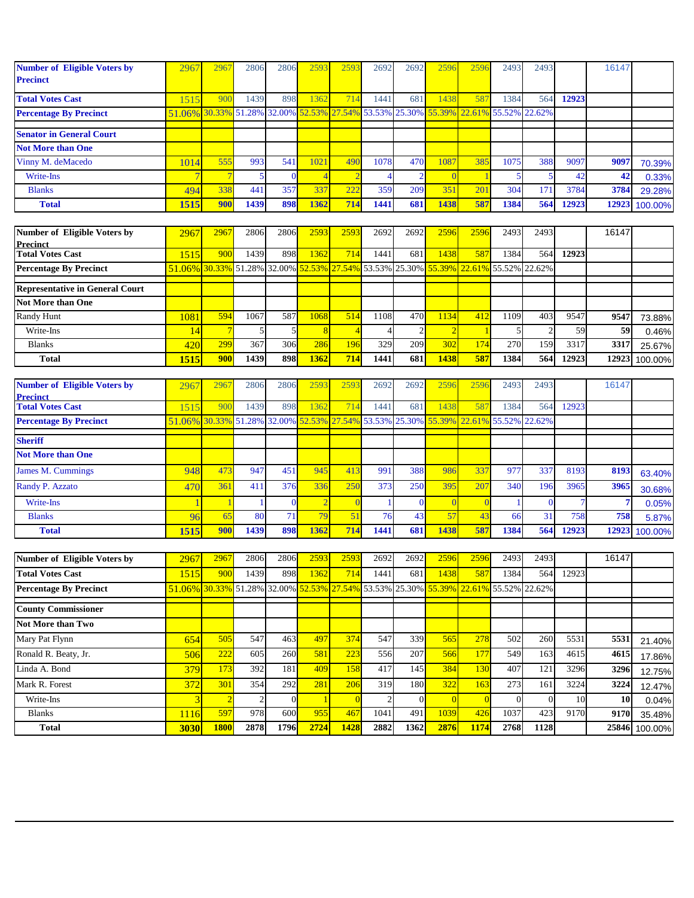| Number of Eligible Voters by Precinct | 2967 | 2967 | 2806 | 2806 | 2593 | 2593 | 2692 | 2692 | 2596 | 2596 | 2493 | 2493 | | 16147 | |
|---|---|---|---|---|---|---|---|---|---|---|---|---|---|---|---|
| **Total Votes Cast** | 1515 | 900 | 1439 | 898 | 1362 | 714 | 1441 | 681 | 1438 | 587 | 1384 | 564 | **12923** | | |
| **Percentage By Precinct** | 51.06% | 30.33% | 51.28% | 32.00% | 52.53% | 27.54% | 53.53% | 25.30% | 55.39% | 22.61% | 55.52% | 22.62% | | | |
| **Senator in General Court** | | | | | | | | | | | | | | | |
| **Not More than One** | | | | | | | | | | | | | | | |
| Vinny M. deMacedo | 1014 | 555 | 993 | 541 | 1021 | 490 | 1078 | 470 | 1087 | 385 | 1075 | 388 | 9097 | **9097** | 70.39% |
| Write-Ins | 7 | 7 | 5 | 0 | 4 | 2 | 4 | 2 | 0 | 1 | 5 | 5 | 42 | **42** | 0.33% |
| Blanks | 494 | 338 | 441 | 357 | 337 | 222 | 359 | 209 | 351 | 201 | 304 | 171 | 3784 | **3784** | 29.28% |
| **Total** | **1515** | **900** | **1439** | **898** | **1362** | **714** | **1441** | **681** | **1438** | **587** | **1384** | **564** | **12923** | **12923** | 100.00% |

| Number of Eligible Voters by Precinct | 2967 | 2967 | 2806 | 2806 | 2593 | 2593 | 2692 | 2692 | 2596 | 2596 | 2493 | 2493 | | 16147 | |
|---|---|---|---|---|---|---|---|---|---|---|---|---|---|---|---|
| **Total Votes Cast** | 1515 | 900 | 1439 | 898 | 1362 | 714 | 1441 | 681 | 1438 | 587 | 1384 | 564 | **12923** | | |
| **Percentage By Precinct** | 51.06% | 30.33% | 51.28% | 32.00% | 52.53% | 27.54% | 53.53% | 25.30% | 55.39% | 22.61% | 55.52% | 22.62% | | | |
| **Representative in General Court** | | | | | | | | | | | | | | | |
| **Not More than One** | | | | | | | | | | | | | | | |
| Randy Hunt | 1081 | 594 | 1067 | 587 | 1068 | 514 | 1108 | 470 | 1134 | 412 | 1109 | 403 | 9547 | **9547** | 73.88% |
| Write-Ins | 14 | 7 | 5 | 5 | 8 | 4 | 4 | 2 | 2 | 1 | 5 | 2 | 59 | **59** | 0.46% |
| Blanks | 420 | 299 | 367 | 306 | 286 | 196 | 329 | 209 | 302 | 174 | 270 | 159 | 3317 | **3317** | 25.67% |
| **Total** | **1515** | **900** | **1439** | **898** | **1362** | **714** | **1441** | **681** | **1438** | **587** | **1384** | **564** | **12923** | **12923** | 100.00% |

| Number of Eligible Voters by Precinct | 2967 | 2967 | 2806 | 2806 | 2593 | 2593 | 2692 | 2692 | 2596 | 2596 | 2493 | 2493 | | 16147 | |
|---|---|---|---|---|---|---|---|---|---|---|---|---|---|---|---|
| **Total Votes Cast** | 1515 | 900 | 1439 | 898 | 1362 | 714 | 1441 | 681 | 1438 | 587 | 1384 | 564 | 12923 | | |
| **Percentage By Precinct** | 51.06% | 30.33% | 51.28% | 32.00% | 52.53% | 27.54% | 53.53% | 25.30% | 55.39% | 22.61% | 55.52% | 22.62% | | | |
| **Sheriff** | | | | | | | | | | | | | | | |
| **Not More than One** | | | | | | | | | | | | | | | |
| James M. Cummings | 948 | 473 | 947 | 451 | 945 | 413 | 991 | 388 | 986 | 337 | 977 | 337 | 8193 | **8193** | 63.40% |
| Randy P. Azzato | 470 | 361 | 411 | 376 | 336 | 250 | 373 | 250 | 395 | 207 | 340 | 196 | 3965 | **3965** | 30.68% |
| Write-Ins | 1 | 1 | 1 | 0 | 2 | 0 | 1 | 0 | 0 | 0 | 1 | 0 | 7 | **7** | 0.05% |
| Blanks | 96 | 65 | 80 | 71 | 79 | 51 | 76 | 43 | 57 | 43 | 66 | 31 | 758 | **758** | 5.87% |
| **Total** | **1515** | **900** | **1439** | **898** | **1362** | **714** | **1441** | **681** | **1438** | **587** | **1384** | **564** | **12923** | **12923** | 100.00% |

| Number of Eligible Voters by | 2967 | 2967 | 2806 | 2806 | 2593 | 2593 | 2692 | 2692 | 2596 | 2596 | 2493 | 2493 | | 16147 | |
|---|---|---|---|---|---|---|---|---|---|---|---|---|---|---|---|
| **Total Votes Cast** | 1515 | 900 | 1439 | 898 | 1362 | 714 | 1441 | 681 | 1438 | 587 | 1384 | 564 | 12923 | | |
| **Percentage By Precinct** | 51.06% | 30.33% | 51.28% | 32.00% | 52.53% | 27.54% | 53.53% | 25.30% | 55.39% | 22.61% | 55.52% | 22.62% | | | |
| **County Commissioner** | | | | | | | | | | | | | | | |
| **Not More than Two** | | | | | | | | | | | | | | | |
| Mary Pat Flynn | 654 | 505 | 547 | 463 | 497 | 374 | 547 | 339 | 565 | 278 | 502 | 260 | 5531 | **5531** | 21.40% |
| Ronald R. Beaty, Jr. | 506 | 222 | 605 | 260 | 581 | 223 | 556 | 207 | 566 | 177 | 549 | 163 | 4615 | **4615** | 17.86% |
| Linda A. Bond | 379 | 173 | 392 | 181 | 409 | 158 | 417 | 145 | 384 | 130 | 407 | 121 | 3296 | **3296** | 12.75% |
| Mark R. Forest | 372 | 301 | 354 | 292 | 281 | 206 | 319 | 180 | 322 | 163 | 273 | 161 | 3224 | **3224** | 12.47% |
| Write-Ins | 3 | 2 | 2 | 0 | 1 | 0 | 2 | 0 | 0 | 0 | 0 | 0 | 10 | **10** | 0.04% |
| Blanks | 1116 | 597 | 978 | 600 | 955 | 467 | 1041 | 491 | 1039 | 426 | 1037 | 423 | 9170 | **9170** | 35.48% |
| **Total** | **3030** | **1800** | **2878** | **1796** | **2724** | **1428** | **2882** | **1362** | **2876** | **1174** | **2768** | **1128** | | **25846** | 100.00% |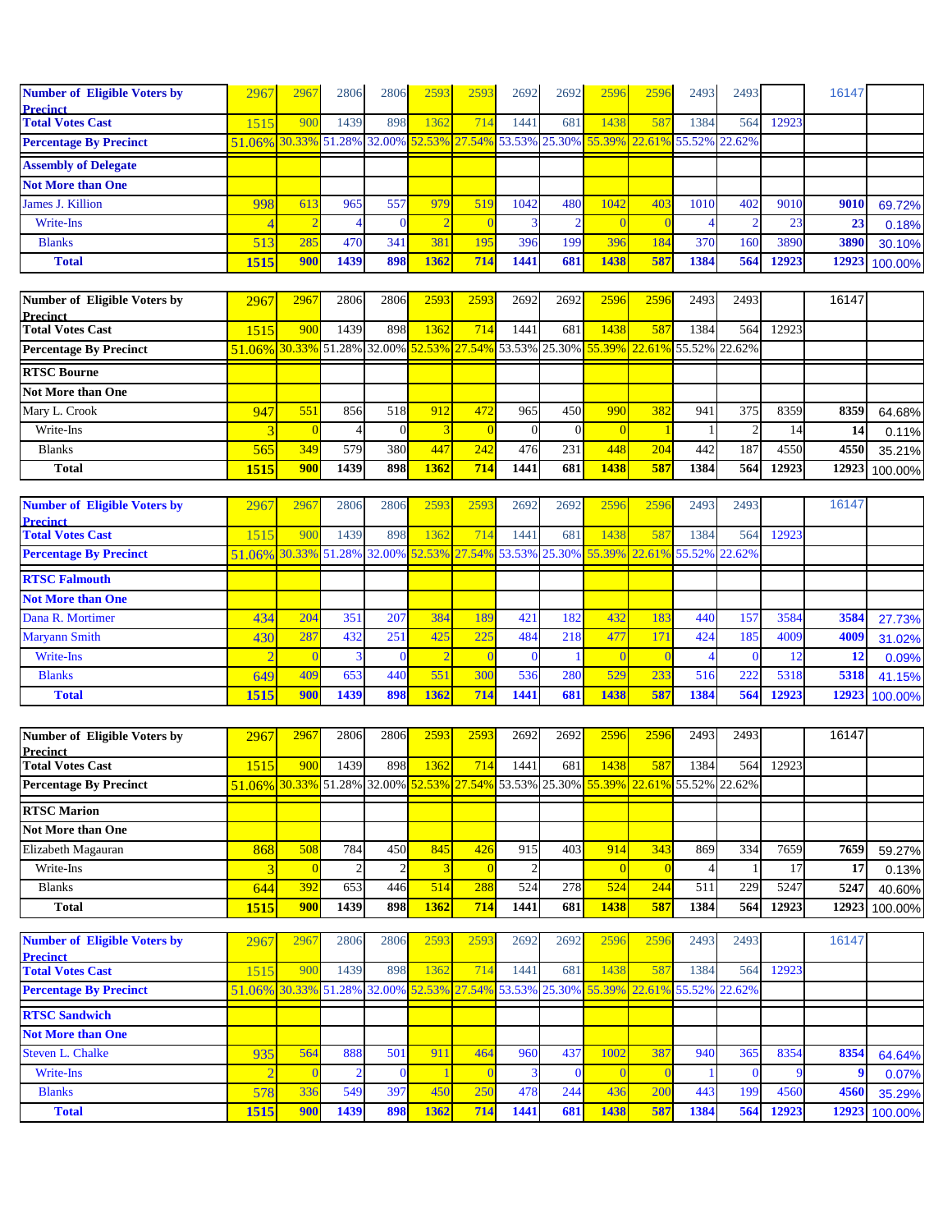| Number of Eligible Voters by Precinct | 2967 | 2967 | 2806 | 2806 | 2593 | 2593 | 2692 | 2692 | 2596 | 2596 | 2493 | 2493 | | 16147 | |
|---|---|---|---|---|---|---|---|---|---|---|---|---|---|---|---|
| **Total Votes Cast** | 1515 | 900 | 1439 | 898 | 1362 | 714 | 1441 | 681 | 1438 | 587 | 1384 | 564 | 12923 | | |
| **Percentage By Precinct** | 51.06% | 30.33% | 51.28% | 32.00% | 52.53% | 27.54% | 53.53% | 25.30% | 55.39% | 22.61% | 55.52% | 22.62% | | | |
| **Assembly of Delegate** | | | | | | | | | | | | | | | |
| **Not More than One** | | | | | | | | | | | | | | | |
| James J. Killion | 998 | 613 | 965 | 557 | 979 | 519 | 1042 | 480 | 1042 | 403 | 1010 | 402 | 9010 | 9010 | 69.72% |
| Write-Ins | 4 | 2 | 4 | 0 | 2 | 0 | 3 | 2 | 0 | 0 | 4 | 2 | 23 | 23 | 0.18% |
| Blanks | 513 | 285 | 470 | 341 | 381 | 195 | 396 | 199 | 396 | 184 | 370 | 160 | 3890 | 3890 | 30.10% |
| **Total** | **1515** | **900** | **1439** | **898** | **1362** | **714** | **1441** | **681** | **1438** | **587** | **1384** | **564** | **12923** | **12923** | 100.00% |

| Number of Eligible Voters by Precinct | 2967 | 2967 | 2806 | 2806 | 2593 | 2593 | 2692 | 2692 | 2596 | 2596 | 2493 | 2493 | | 16147 | |
|---|---|---|---|---|---|---|---|---|---|---|---|---|---|---|---|
| **Total Votes Cast** | 1515 | 900 | 1439 | 898 | 1362 | 714 | 1441 | 681 | 1438 | 587 | 1384 | 564 | 12923 | | |
| **Percentage By Precinct** | 51.06% | 30.33% | 51.28% | 32.00% | 52.53% | 27.54% | 53.53% | 25.30% | 55.39% | 22.61% | 55.52% | 22.62% | | | |
| **RTSC Bourne** | | | | | | | | | | | | | | | |
| **Not More than One** | | | | | | | | | | | | | | | |
| Mary L. Crook | 947 | 551 | 856 | 518 | 912 | 472 | 965 | 450 | 990 | 382 | 941 | 375 | 8359 | 8359 | 64.68% |
| Write-Ins | 3 | 0 | 4 | 0 | 3 | 0 | 0 | 0 | 0 | 1 | 1 | 2 | 14 | 14 | 0.11% |
| Blanks | 565 | 349 | 579 | 380 | 447 | 242 | 476 | 231 | 448 | 204 | 442 | 187 | 4550 | 4550 | 35.21% |
| **Total** | **1515** | **900** | **1439** | **898** | **1362** | **714** | **1441** | **681** | **1438** | **587** | **1384** | **564** | **12923** | **12923** | 100.00% |

| Number of Eligible Voters by Precinct | 2967 | 2967 | 2806 | 2806 | 2593 | 2593 | 2692 | 2692 | 2596 | 2596 | 2493 | 2493 | | 16147 | |
|---|---|---|---|---|---|---|---|---|---|---|---|---|---|---|---|
| **Total Votes Cast** | 1515 | 900 | 1439 | 898 | 1362 | 714 | 1441 | 681 | 1438 | 587 | 1384 | 564 | 12923 | | |
| **Percentage By Precinct** | 51.06% | 30.33% | 51.28% | 32.00% | 52.53% | 27.54% | 53.53% | 25.30% | 55.39% | 22.61% | 55.52% | 22.62% | | | |
| **RTSC Falmouth** | | | | | | | | | | | | | | | |
| **Not More than One** | | | | | | | | | | | | | | | |
| Dana R. Mortimer | 434 | 204 | 351 | 207 | 384 | 189 | 421 | 182 | 432 | 183 | 440 | 157 | 3584 | 3584 | 27.73% |
| Maryann Smith | 430 | 287 | 432 | 251 | 425 | 225 | 484 | 218 | 477 | 171 | 424 | 185 | 4009 | 4009 | 31.02% |
| Write-Ins | 2 | 0 | 3 | 0 | 2 | 0 | 0 | 1 | 0 | 0 | 4 | 0 | 12 | 12 | 0.09% |
| Blanks | 649 | 409 | 653 | 440 | 551 | 300 | 536 | 280 | 529 | 233 | 516 | 222 | 5318 | 5318 | 41.15% |
| **Total** | **1515** | **900** | **1439** | **898** | **1362** | **714** | **1441** | **681** | **1438** | **587** | **1384** | **564** | **12923** | **12923** | 100.00% |

| Number of Eligible Voters by Precinct | 2967 | 2967 | 2806 | 2806 | 2593 | 2593 | 2692 | 2692 | 2596 | 2596 | 2493 | 2493 | | 16147 | |
|---|---|---|---|---|---|---|---|---|---|---|---|---|---|---|---|
| **Total Votes Cast** | 1515 | 900 | 1439 | 898 | 1362 | 714 | 1441 | 681 | 1438 | 587 | 1384 | 564 | 12923 | | |
| **Percentage By Precinct** | 51.06% | 30.33% | 51.28% | 32.00% | 52.53% | 27.54% | 53.53% | 25.30% | 55.39% | 22.61% | 55.52% | 22.62% | | | |
| **RTSC Marion** | | | | | | | | | | | | | | | |
| **Not More than One** | | | | | | | | | | | | | | | |
| Elizabeth Magauran | 868 | 508 | 784 | 450 | 845 | 426 | 915 | 403 | 914 | 343 | 869 | 334 | 7659 | 7659 | 59.27% |
| Write-Ins | 3 | 0 | 2 | 2 | 3 | 0 | 2 | | 0 | 0 | 4 | 1 | 17 | 17 | 0.13% |
| Blanks | 644 | 392 | 653 | 446 | 514 | 288 | 524 | 278 | 524 | 244 | 511 | 229 | 5247 | 5247 | 40.60% |
| **Total** | **1515** | **900** | **1439** | **898** | **1362** | **714** | **1441** | **681** | **1438** | **587** | **1384** | **564** | **12923** | **12923** | 100.00% |

| Number of Eligible Voters by Precinct | 2967 | 2967 | 2806 | 2806 | 2593 | 2593 | 2692 | 2692 | 2596 | 2596 | 2493 | 2493 | | 16147 | |
|---|---|---|---|---|---|---|---|---|---|---|---|---|---|---|---|
| **Total Votes Cast** | 1515 | 900 | 1439 | 898 | 1362 | 714 | 1441 | 681 | 1438 | 587 | 1384 | 564 | 12923 | | |
| **Percentage By Precinct** | 51.06% | 30.33% | 51.28% | 32.00% | 52.53% | 27.54% | 53.53% | 25.30% | 55.39% | 22.61% | 55.52% | 22.62% | | | |
| **RTSC Sandwich** | | | | | | | | | | | | | | | |
| **Not More than One** | | | | | | | | | | | | | | | |
| Steven L. Chalke | 935 | 564 | 888 | 501 | 911 | 464 | 960 | 437 | 1002 | 387 | 940 | 365 | 8354 | 8354 | 64.64% |
| Write-Ins | 2 | 0 | 2 | 0 | 1 | 0 | 3 | 0 | 0 | 0 | 1 | 0 | 9 | 9 | 0.07% |
| Blanks | 578 | 336 | 549 | 397 | 450 | 250 | 478 | 244 | 436 | 200 | 443 | 199 | 4560 | 4560 | 35.29% |
| **Total** | **1515** | **900** | **1439** | **898** | **1362** | **714** | **1441** | **681** | **1438** | **587** | **1384** | **564** | **12923** | **12923** | 100.00% |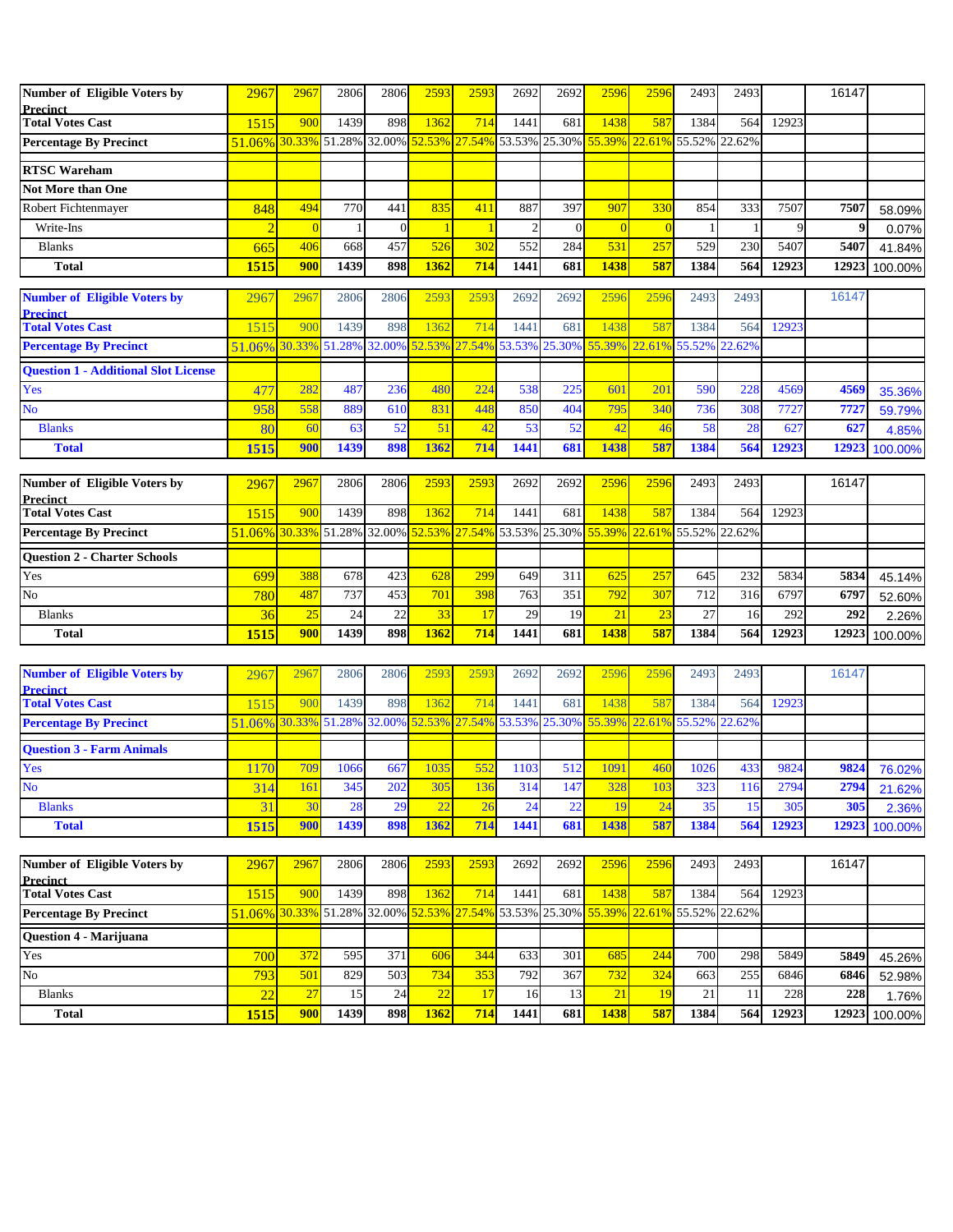| | | | | | | | | | | | | | | | |
|---|---|---|---|---|---|---|---|---|---|---|---|---|---|---|---|
| **Number of Eligible Voters by Precinct** | 2967 | 2967 | 2806 | 2806 | 2593 | 2593 | 2692 | 2692 | 2596 | 2596 | 2493 | 2493 | | 16147 | |
| **Total Votes Cast** | 1515 | 900 | 1439 | 898 | 1362 | 714 | 1441 | 681 | 1438 | 587 | 1384 | 564 | 12923 | | |
| **Percentage By Precinct** | 51.06% | 30.33% | 51.28% | 32.00% | 52.53% | 27.54% | 53.53% | 25.30% | 55.39% | 22.61% | 55.52% | 22.62% | | | |
| **RTSC Wareham** | | | | | | | | | | | | | | | |
| **Not More than One** | | | | | | | | | | | | | | | |
| Robert Fichtenmayer | 848 | 494 | 770 | 441 | 835 | 411 | 887 | 397 | 907 | 330 | 854 | 333 | 7507 | **7507** | 58.09% |
| Write-Ins | 2 | 0 | 1 | 0 | 1 | 1 | 2 | 0 | 0 | 0 | 1 | 1 | 9 | **9** | 0.07% |
| Blanks | 665 | 406 | 668 | 457 | 526 | 302 | 552 | 284 | 531 | 257 | 529 | 230 | 5407 | **5407** | 41.84% |
| **Total** | **1515** | **900** | **1439** | **898** | **1362** | **714** | **1441** | **681** | **1438** | **587** | **1384** | **564** | **12923** | **12923** | 100.00% |

| | | | | | | | | | | | | | | | |
|---|---|---|---|---|---|---|---|---|---|---|---|---|---|---|---|
| **Number of Eligible Voters by Precinct** | 2967 | 2967 | 2806 | 2806 | 2593 | 2593 | 2692 | 2692 | 2596 | 2596 | 2493 | 2493 | | 16147 | |
| **Total Votes Cast** | 1515 | 900 | 1439 | 898 | 1362 | 714 | 1441 | 681 | 1438 | 587 | 1384 | 564 | 12923 | | |
| **Percentage By Precinct** | 51.06% | 30.33% | 51.28% | 32.00% | 52.53% | 27.54% | 53.53% | 25.30% | 55.39% | 22.61% | 55.52% | 22.62% | | | |
| **Question 1 - Additional Slot License** | | | | | | | | | | | | | | | |
| Yes | 477 | 282 | 487 | 236 | 480 | 224 | 538 | 225 | 601 | 201 | 590 | 228 | 4569 | **4569** | 35.36% |
| No | 958 | 558 | 889 | 610 | 831 | 448 | 850 | 404 | 795 | 340 | 736 | 308 | 7727 | **7727** | 59.79% |
| Blanks | 80 | 60 | 63 | 52 | 51 | 42 | 53 | 52 | 42 | 46 | 58 | 28 | 627 | **627** | 4.85% |
| **Total** | **1515** | **900** | **1439** | **898** | **1362** | **714** | **1441** | **681** | **1438** | **587** | **1384** | **564** | **12923** | **12923** | 100.00% |

| | | | | | | | | | | | | | | | |
|---|---|---|---|---|---|---|---|---|---|---|---|---|---|---|---|
| **Number of Eligible Voters by Precinct** | 2967 | 2967 | 2806 | 2806 | 2593 | 2593 | 2692 | 2692 | 2596 | 2596 | 2493 | 2493 | | 16147 | |
| **Total Votes Cast** | 1515 | 900 | 1439 | 898 | 1362 | 714 | 1441 | 681 | 1438 | 587 | 1384 | 564 | 12923 | | |
| **Percentage By Precinct** | 51.06% | 30.33% | 51.28% | 32.00% | 52.53% | 27.54% | 53.53% | 25.30% | 55.39% | 22.61% | 55.52% | 22.62% | | | |
| **Question 2 - Charter Schools** | | | | | | | | | | | | | | | |
| Yes | 699 | 388 | 678 | 423 | 628 | 299 | 649 | 311 | 625 | 257 | 645 | 232 | 5834 | **5834** | 45.14% |
| No | 780 | 487 | 737 | 453 | 701 | 398 | 763 | 351 | 792 | 307 | 712 | 316 | 6797 | **6797** | 52.60% |
| Blanks | 36 | 25 | 24 | 22 | 33 | 17 | 29 | 19 | 21 | 23 | 27 | 16 | 292 | **292** | 2.26% |
| **Total** | **1515** | **900** | **1439** | **898** | **1362** | **714** | **1441** | **681** | **1438** | **587** | **1384** | **564** | **12923** | **12923** | 100.00% |

| | | | | | | | | | | | | | | | |
|---|---|---|---|---|---|---|---|---|---|---|---|---|---|---|---|
| **Number of Eligible Voters by Precinct** | 2967 | 2967 | 2806 | 2806 | 2593 | 2593 | 2692 | 2692 | 2596 | 2596 | 2493 | 2493 | | 16147 | |
| **Total Votes Cast** | 1515 | 900 | 1439 | 898 | 1362 | 714 | 1441 | 681 | 1438 | 587 | 1384 | 564 | 12923 | | |
| **Percentage By Precinct** | 51.06% | 30.33% | 51.28% | 32.00% | 52.53% | 27.54% | 53.53% | 25.30% | 55.39% | 22.61% | 55.52% | 22.62% | | | |
| **Question 3 - Farm Animals** | | | | | | | | | | | | | | | |
| Yes | 1170 | 709 | 1066 | 667 | 1035 | 552 | 1103 | 512 | 1091 | 460 | 1026 | 433 | 9824 | **9824** | 76.02% |
| No | 314 | 161 | 345 | 202 | 305 | 136 | 314 | 147 | 328 | 103 | 323 | 116 | 2794 | **2794** | 21.62% |
| Blanks | 31 | 30 | 28 | 29 | 22 | 26 | 24 | 22 | 19 | 24 | 35 | 15 | 305 | **305** | 2.36% |
| **Total** | **1515** | **900** | **1439** | **898** | **1362** | **714** | **1441** | **681** | **1438** | **587** | **1384** | **564** | **12923** | **12923** | 100.00% |

| | | | | | | | | | | | | | | | |
|---|---|---|---|---|---|---|---|---|---|---|---|---|---|---|---|
| **Number of Eligible Voters by Precinct** | 2967 | 2967 | 2806 | 2806 | 2593 | 2593 | 2692 | 2692 | 2596 | 2596 | 2493 | 2493 | | 16147 | |
| **Total Votes Cast** | 1515 | 900 | 1439 | 898 | 1362 | 714 | 1441 | 681 | 1438 | 587 | 1384 | 564 | 12923 | | |
| **Percentage By Precinct** | 51.06% | 30.33% | 51.28% | 32.00% | 52.53% | 27.54% | 53.53% | 25.30% | 55.39% | 22.61% | 55.52% | 22.62% | | | |
| **Question 4 - Marijuana** | | | | | | | | | | | | | | | |
| Yes | 700 | 372 | 595 | 371 | 606 | 344 | 633 | 301 | 685 | 244 | 700 | 298 | 5849 | **5849** | 45.26% |
| No | 793 | 501 | 829 | 503 | 734 | 353 | 792 | 367 | 732 | 324 | 663 | 255 | 6846 | **6846** | 52.98% |
| Blanks | 22 | 27 | 15 | 24 | 22 | 17 | 16 | 13 | 21 | 19 | 21 | 11 | 228 | **228** | 1.76% |
| **Total** | **1515** | **900** | **1439** | **898** | **1362** | **714** | **1441** | **681** | **1438** | **587** | **1384** | **564** | **12923** | **12923** | 100.00% |